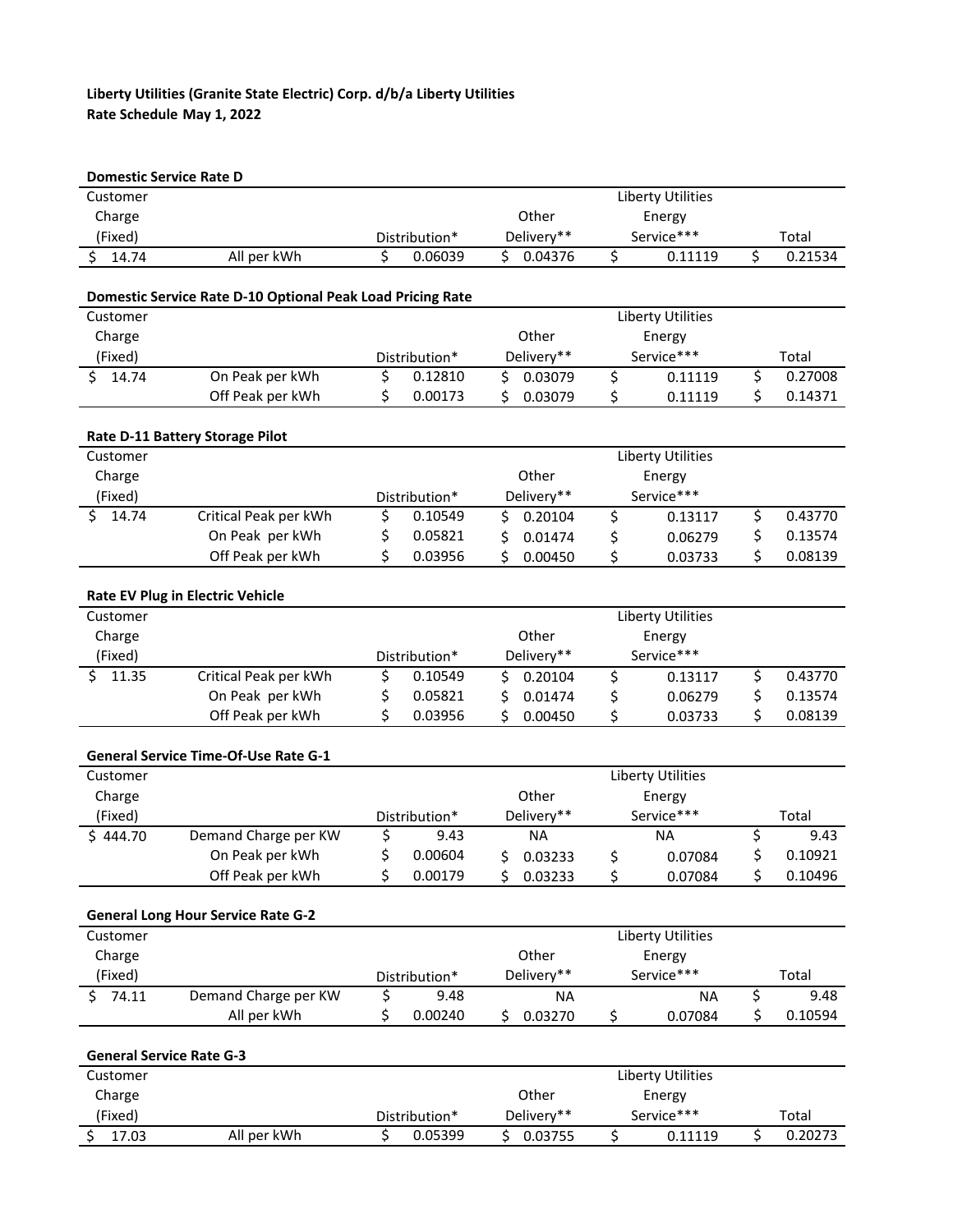**Liberty Utilities (Granite State Electric) Corp. d/b/a Liberty Utilities**
**Rate Schedule May 1, 2022**

**Domestic Service Rate D**

| Customer Charge (Fixed) | | Distribution* | Other Delivery** | Liberty Utilities Energy Service*** | Total |
|---|---|---|---|---|---|
| $ 14.74 | All per kWh | $ 0.06039 | $ 0.04376 | $ 0.11119 | $ 0.21534 |

**Domestic Service Rate D-10 Optional Peak Load Pricing Rate**

| Customer Charge (Fixed) | | Distribution* | Other Delivery** | Liberty Utilities Energy Service*** | Total |
|---|---|---|---|---|---|
| $ 14.74 | On Peak per kWh | $ 0.12810 | $ 0.03079 | $ 0.11119 | $ 0.27008 |
| | Off Peak per kWh | $ 0.00173 | $ 0.03079 | $ 0.11119 | $ 0.14371 |

**Rate D-11 Battery Storage Pilot**

| Customer Charge (Fixed) | | Distribution* | Other Delivery** | Liberty Utilities Energy Service*** | |
|---|---|---|---|---|---|
| $ 14.74 | Critical Peak per kWh | $ 0.10549 | $ 0.20104 | $ 0.13117 | $ 0.43770 |
| | On Peak per kWh | $ 0.05821 | $ 0.01474 | $ 0.06279 | $ 0.13574 |
| | Off Peak per kWh | $ 0.03956 | $ 0.00450 | $ 0.03733 | $ 0.08139 |

**Rate EV Plug in Electric Vehicle**

| Customer Charge (Fixed) | | Distribution* | Other Delivery** | Liberty Utilities Energy Service*** | |
|---|---|---|---|---|---|
| $ 11.35 | Critical Peak per kWh | $ 0.10549 | $ 0.20104 | $ 0.13117 | $ 0.43770 |
| | On Peak per kWh | $ 0.05821 | $ 0.01474 | $ 0.06279 | $ 0.13574 |
| | Off Peak per kWh | $ 0.03956 | $ 0.00450 | $ 0.03733 | $ 0.08139 |

**General Service Time-Of-Use Rate G-1**

| Customer Charge (Fixed) | | Distribution* | Other Delivery** | Liberty Utilities Energy Service*** | Total |
|---|---|---|---|---|---|
| $ 444.70 | Demand Charge per KW | $ 9.43 | NA | NA | $ 9.43 |
| | On Peak per kWh | $ 0.00604 | $ 0.03233 | $ 0.07084 | $ 0.10921 |
| | Off Peak per kWh | $ 0.00179 | $ 0.03233 | $ 0.07084 | $ 0.10496 |

**General Long Hour Service Rate G-2**

| Customer Charge (Fixed) | | Distribution* | Other Delivery** | Liberty Utilities Energy Service*** | Total |
|---|---|---|---|---|---|
| $ 74.11 | Demand Charge per KW | $ 9.48 | NA | NA | $ 9.48 |
| | All per kWh | $ 0.00240 | $ 0.03270 | $ 0.07084 | $ 0.10594 |

**General Service Rate G-3**

| Customer Charge (Fixed) | | Distribution* | Other Delivery** | Liberty Utilities Energy Service*** | Total |
|---|---|---|---|---|---|
| $ 17.03 | All per kWh | $ 0.05399 | $ 0.03755 | $ 0.11119 | $ 0.20273 |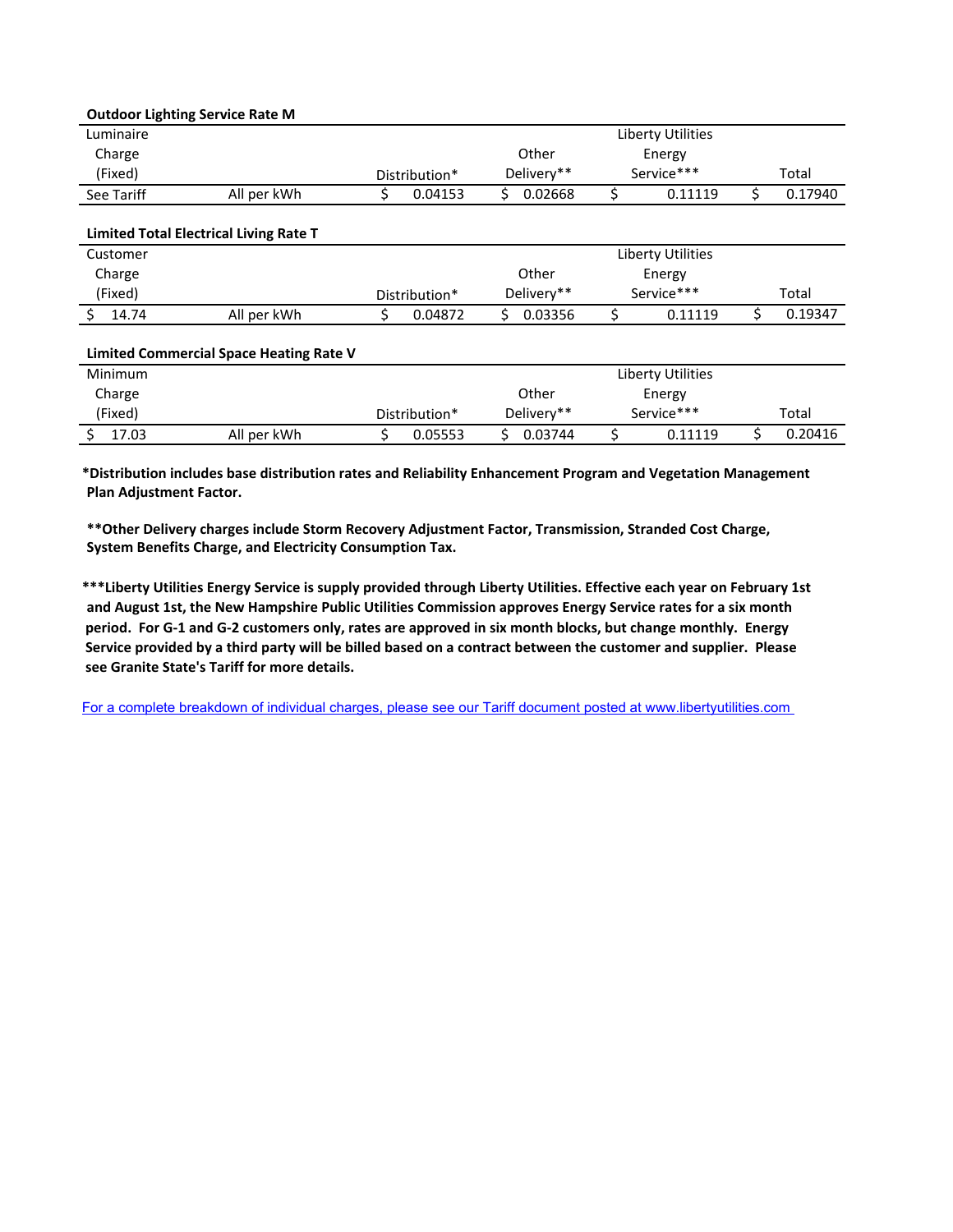**Outdoor Lighting Service Rate M**

| Luminaire Charge (Fixed) | | Distribution* | Other Delivery** | Liberty Utilities Energy Service*** | Total |
|---|---|---|---|---|---|
| See Tariff | All per kWh | $ 0.04153 | $ 0.02668 | $ 0.11119 | $ 0.17940 |

**Limited Total Electrical Living Rate T**

| Customer Charge (Fixed) | | Distribution* | Other Delivery** | Liberty Utilities Energy Service*** | Total |
|---|---|---|---|---|---|
| $ 14.74 | All per kWh | $ 0.04872 | $ 0.03356 | $ 0.11119 | $ 0.19347 |

**Limited Commercial Space Heating Rate V**

| Minimum Charge (Fixed) | | Distribution* | Other Delivery** | Liberty Utilities Energy Service*** | Total |
|---|---|---|---|---|---|
| $ 17.03 | All per kWh | $ 0.05553 | $ 0.03744 | $ 0.11119 | $ 0.20416 |

***Distribution includes base distribution rates and Reliability Enhancement Program and Vegetation Management Plan Adjustment Factor.**

****Other Delivery charges include Storm Recovery Adjustment Factor, Transmission, Stranded Cost Charge, System Benefits Charge, and Electricity Consumption Tax.**

*****Liberty Utilities Energy Service is supply provided through Liberty Utilities. Effective each year on February 1st and August 1st, the New Hampshire Public Utilities Commission approves Energy Service rates for a six month period. For G-1 and G-2 customers only, rates are approved in six month blocks, but change monthly. Energy Service provided by a third party will be billed based on a contract between the customer and supplier. Please see Granite State's Tariff for more details.**

For a complete breakdown of individual charges, please see our Tariff document posted at www.libertyutilities.com